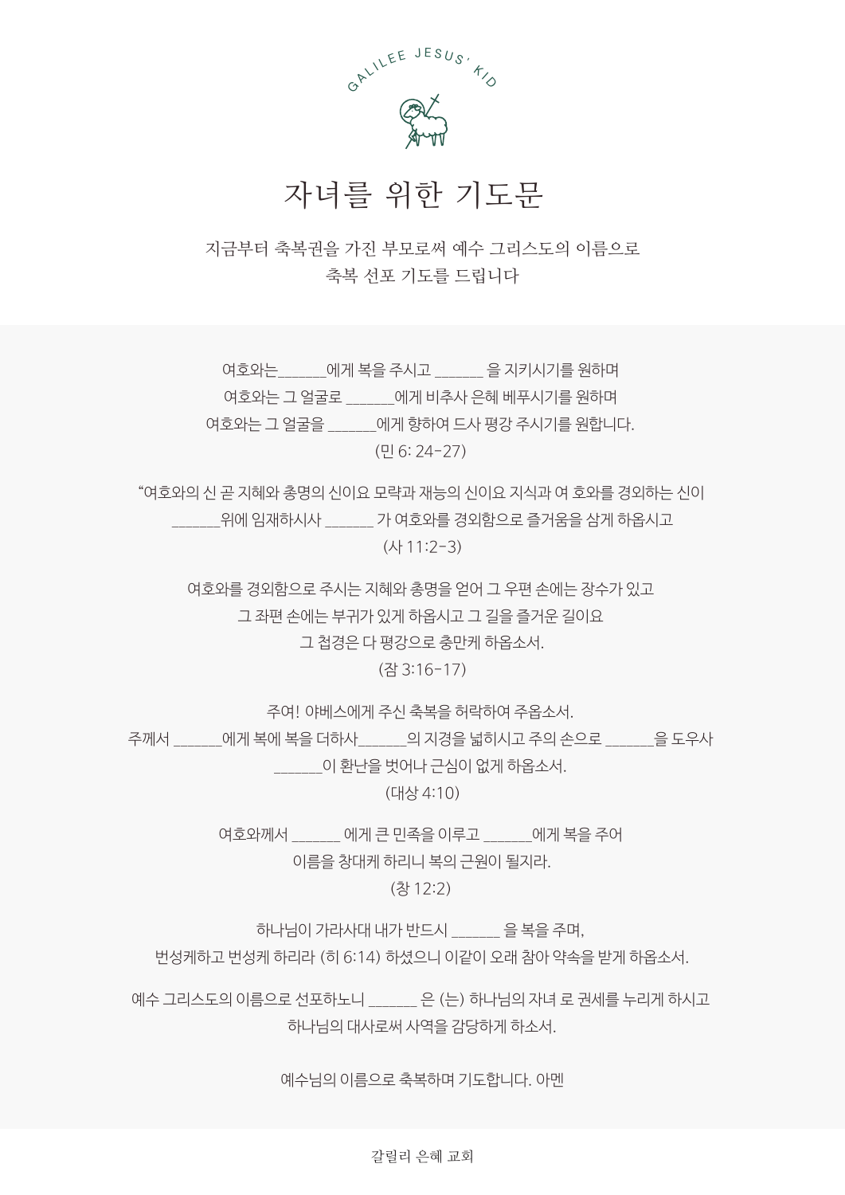GALILEE JESUS' KID

# 자녀를 위한 기도문

지금부터 축복권을 가진 부모로써 예수 그리스도의 이름으로
축복 선포 기도를 드립니다

여호와는______에게 복을 주시고 ______ 을 지키시기를 원하며
여호와는 그 얼굴로 ______에게 비추사 은혜 베푸시기를 원하며
여호와는 그 얼굴을 ______에게 향하여 드사 평강 주시기를 원합니다.
(민 6: 24-27)

"여호와의 신 곧 지혜와 총명의 신이요 모략과 재능의 신이요 지식과 여 호와를 경외하는 신이
______위에 임재하시사 ______ 가 여호와를 경외함으로 즐거움을 삼게 하옵시고
(사 11:2-3)

여호와를 경외함으로 주시는 지혜와 총명을 얻어 그 우편 손에는 장수가 있고
그 좌편 손에는 부귀가 있게 하옵시고 그 길을 즐거운 길이요
그 첩경은 다 평강으로 충만케 하옵소서.
(잠 3:16-17)

주여! 야베스에게 주신 축복을 허락하여 주옵소서.
주께서 ______에게 복에 복을 더하사______의 지경을 넓히시고 주의 손으로 ______을 도우사
______이 환난을 벗어나 근심이 없게 하옵소서.
(대상 4:10)

여호와께서 ______ 에게 큰 민족을 이루고 ______에게 복을 주어
이름을 창대케 하리니 복의 근원이 될지라.
(창 12:2)

하나님이 가라사대 내가 반드시 ______ 을 복을 주며,
번성케하고 번성케 하리라 (히 6:14) 하셨으니 이같이 오래 참아 약속을 받게 하옵소서.

예수 그리스도의 이름으로 선포하노니 ______ 은 (는) 하나님의 자녀 로 권세를 누리게 하시고
하나님의 대사로써 사역을 감당하게 하소서.

예수님의 이름으로 축복하며 기도합니다. 아멘

갈릴리 은혜 교회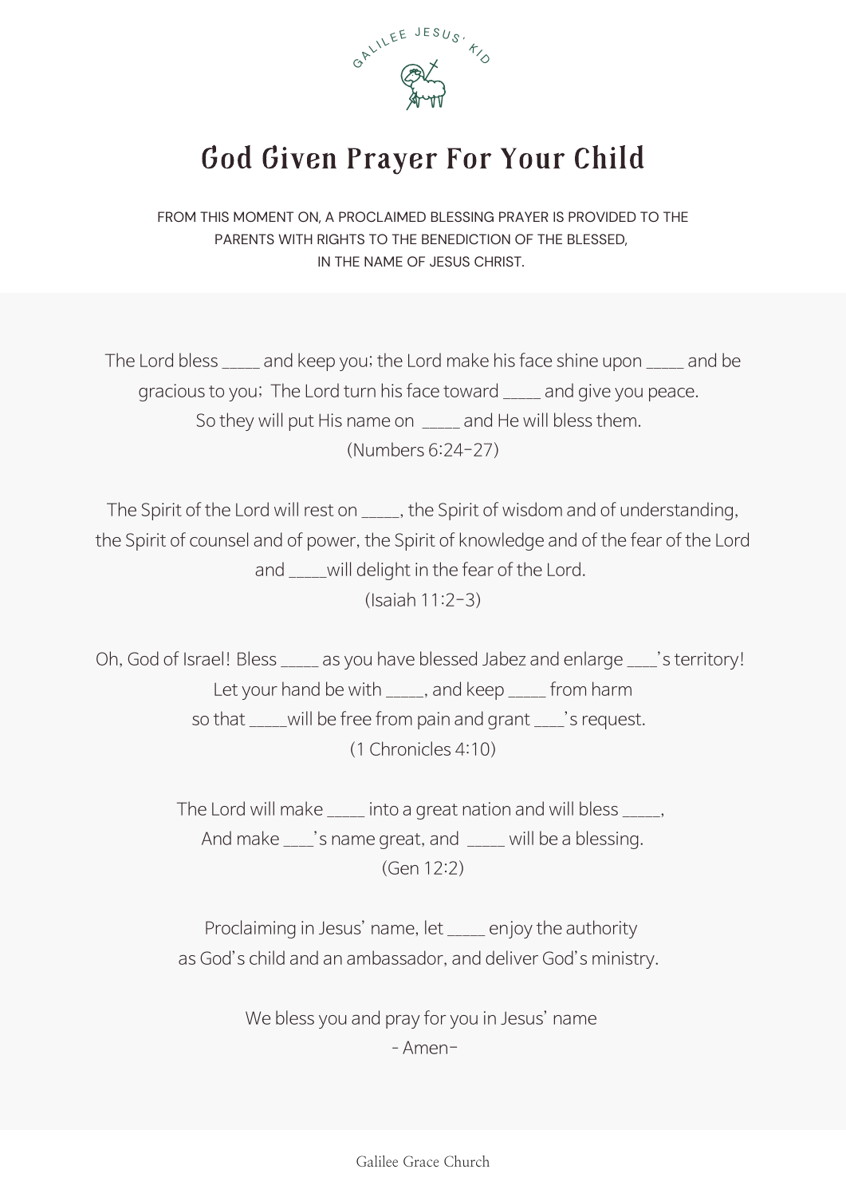GALILEE JESUS' KID

# God Given Prayer For Your Child

FROM THIS MOMENT ON, A PROCLAIMED BLESSING PRAYER IS PROVIDED TO THE PARENTS WITH RIGHTS TO THE BENEDICTION OF THE BLESSED, IN THE NAME OF JESUS CHRIST.

The Lord bless _____ and keep you; the Lord make his face shine upon _____ and be gracious to you; The Lord turn his face toward _____ and give you peace.
So they will put His name on _____ and He will bless them.
(Numbers 6:24-27)

The Spirit of the Lord will rest on _____, the Spirit of wisdom and of understanding, the Spirit of counsel and of power, the Spirit of knowledge and of the fear of the Lord and _____will delight in the fear of the Lord.
(Isaiah 11:2-3)

Oh, God of Israel! Bless _____ as you have blessed Jabez and enlarge ____'s territory!
Let your hand be with _____, and keep _____ from harm
so that _____will be free from pain and grant ____'s request.
(1 Chronicles 4:10)

The Lord will make _____ into a great nation and will bless _____,
And make ____'s name great, and _____ will be a blessing.
(Gen 12:2)

Proclaiming in Jesus' name, let _____ enjoy the authority
as God's child and an ambassador, and deliver God's ministry.

We bless you and pray for you in Jesus' name
- Amen-

Galilee Grace Church